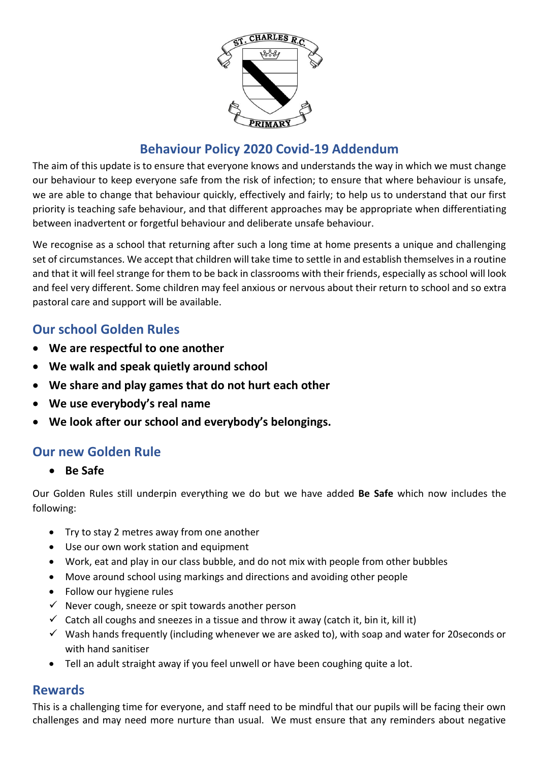# Behaviour Policy 2020 Covid-19 Addendum

The aim of this update is to ensure that everyone knows and understands the way in which we must change our behaviour to keep everyone safe from the risk of infection; to ensure that where behaviour is unsafe, we are able to change that behaviour quickly, effectively and fairly; to help us to understand that our first priority is teaching safe behaviour, and that different approaches may be appropriate when differentiating between inadvertent or forgetful behaviour and deliberate unsafe behaviour.

We recognise as a school that returning after such a long time at home presents a unique and challenging set of circumstances. We accept that children will take time to settle in and establish themselves in a routine and that it will feel strange for them to be back in classrooms with their friends, especially as school will look and feel very different. Some children may feel anxious or nervous about their return to school and so extra pastoral care and support will be available.

## Our school Golden Rules

- **We are respectful to one another**
- **We walk and speak quietly around school**
- **We share and play games that do not hurt each other**
- **We use everybody's real name**
- **We look after our school and everybody's belongings.**

## Our new Golden Rule

- **Be Safe**

Our Golden Rules still underpin everything we do but we have added **Be Safe** which now includes the following:

- Try to stay 2 metres away from one another
- Use our own work station and equipment
- Work, eat and play in our class bubble, and do not mix with people from other bubbles
- Move around school using markings and directions and avoiding other people
- Follow our hygiene rules
  - ✓ Never cough, sneeze or spit towards another person
  - ✓ Catch all coughs and sneezes in a tissue and throw it away (catch it, bin it, kill it)
  - ✓ Wash hands frequently (including whenever we are asked to), with soap and water for 20seconds or with hand sanitiser
- Tell an adult straight away if you feel unwell or have been coughing quite a lot.

## Rewards

This is a challenging time for everyone, and staff need to be mindful that our pupils will be facing their own challenges and may need more nurture than usual. We must ensure that any reminders about negative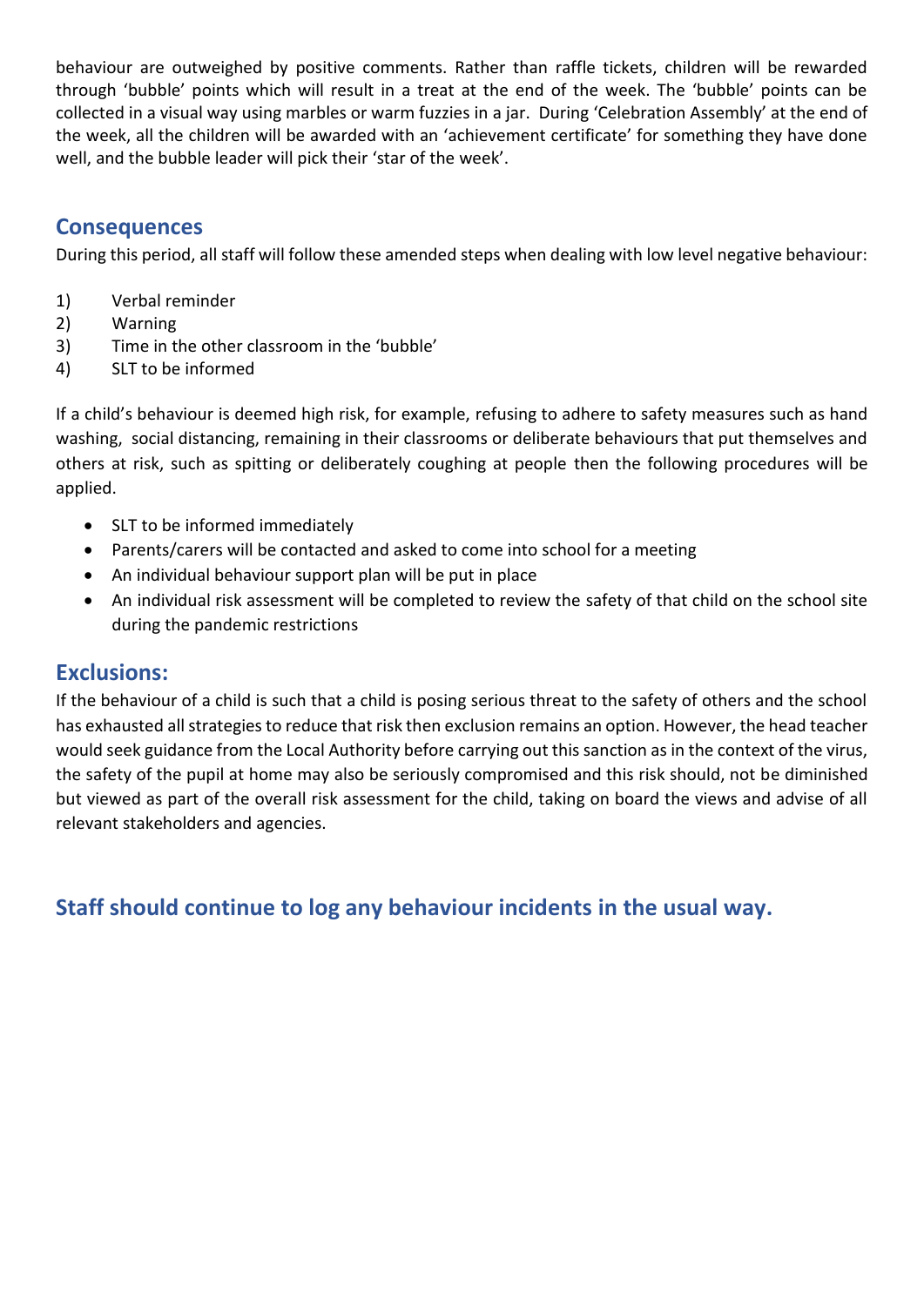behaviour are outweighed by positive comments. Rather than raffle tickets, children will be rewarded through 'bubble' points which will result in a treat at the end of the week. The 'bubble' points can be collected in a visual way using marbles or warm fuzzies in a jar. During 'Celebration Assembly' at the end of the week, all the children will be awarded with an 'achievement certificate' for something they have done well, and the bubble leader will pick their 'star of the week'.

## Consequences

During this period, all staff will follow these amended steps when dealing with low level negative behaviour:

1) Verbal reminder
2) Warning
3) Time in the other classroom in the 'bubble'
4) SLT to be informed

If a child's behaviour is deemed high risk, for example, refusing to adhere to safety measures such as hand washing, social distancing, remaining in their classrooms or deliberate behaviours that put themselves and others at risk, such as spitting or deliberately coughing at people then the following procedures will be applied.

- SLT to be informed immediately
- Parents/carers will be contacted and asked to come into school for a meeting
- An individual behaviour support plan will be put in place
- An individual risk assessment will be completed to review the safety of that child on the school site during the pandemic restrictions

## Exclusions:

If the behaviour of a child is such that a child is posing serious threat to the safety of others and the school has exhausted all strategies to reduce that risk then exclusion remains an option. However, the head teacher would seek guidance from the Local Authority before carrying out this sanction as in the context of the virus, the safety of the pupil at home may also be seriously compromised and this risk should, not be diminished but viewed as part of the overall risk assessment for the child, taking on board the views and advise of all relevant stakeholders and agencies.

## Staff should continue to log any behaviour incidents in the usual way.